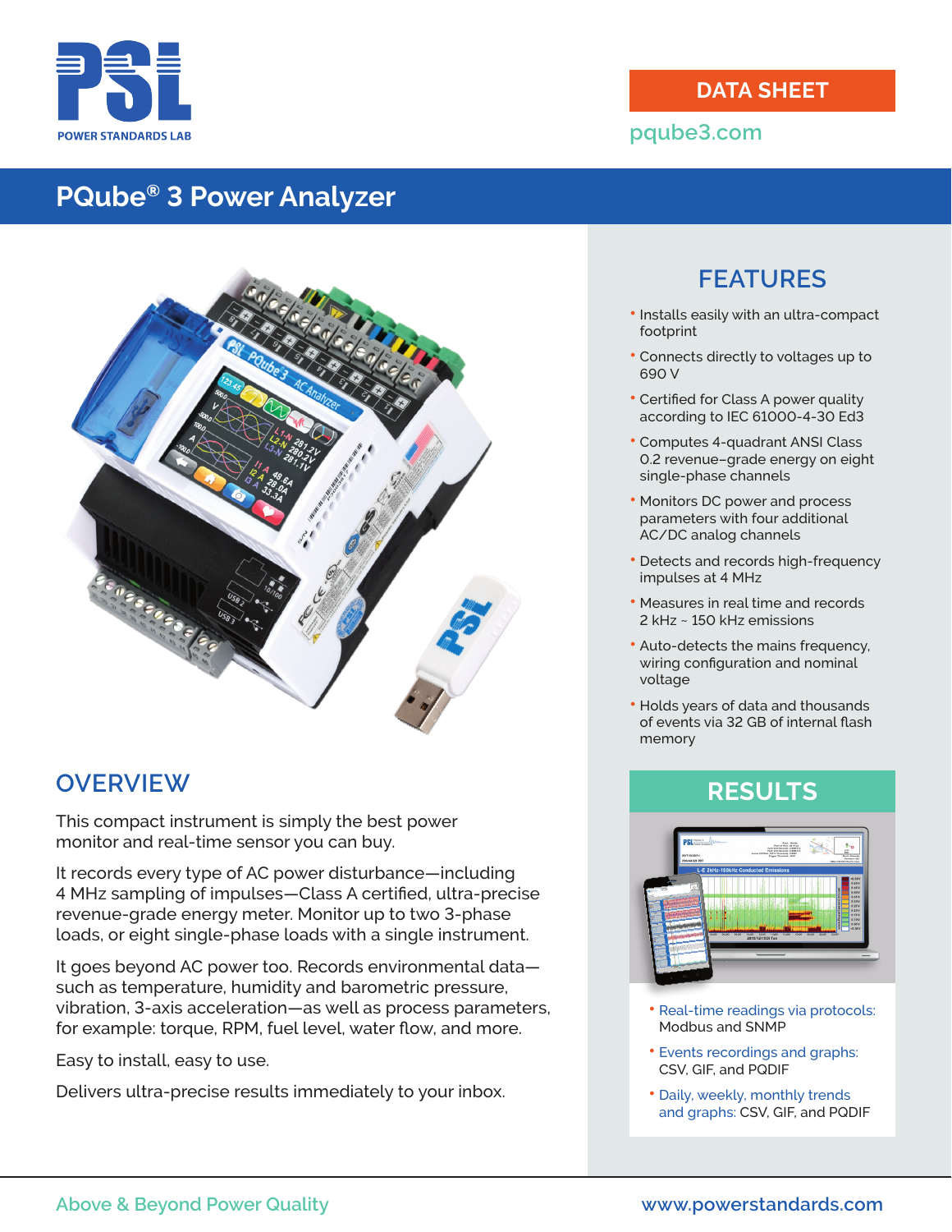POWER STANDARDS LAB

DATA SHEET

pqube3.com

# PQube® 3 Power Analyzer

## FEATURES

- Installs easily with an ultra-compact footprint
- Connects directly to voltages up to 690 V
- Certified for Class A power quality according to IEC 61000-4-30 Ed3
- Computes 4-quadrant ANSI Class 0.2 revenue–grade energy on eight single-phase channels
- Monitors DC power and process parameters with four additional AC/DC analog channels
- Detects and records high-frequency impulses at 4 MHz
- Measures in real time and records 2 kHz ~ 150 kHz emissions
- Auto-detects the mains frequency, wiring configuration and nominal voltage
- Holds years of data and thousands of events via 32 GB of internal flash memory

## OVERVIEW

This compact instrument is simply the best power monitor and real-time sensor you can buy.

It records every type of AC power disturbance—including 4 MHz sampling of impulses—Class A certified, ultra-precise revenue-grade energy meter. Monitor up to two 3-phase loads, or eight single-phase loads with a single instrument.

It goes beyond AC power too. Records environmental data—such as temperature, humidity and barometric pressure, vibration, 3-axis acceleration—as well as process parameters, for example: torque, RPM, fuel level, water flow, and more.

Easy to install, easy to use.

Delivers ultra-precise results immediately to your inbox.

## RESULTS

- Real-time readings via protocols: Modbus and SNMP
- Events recordings and graphs: CSV, GIF, and PQDIF
- Daily, weekly, monthly trends and graphs: CSV, GIF, and PQDIF

Above & Beyond Power Quality

www.powerstandards.com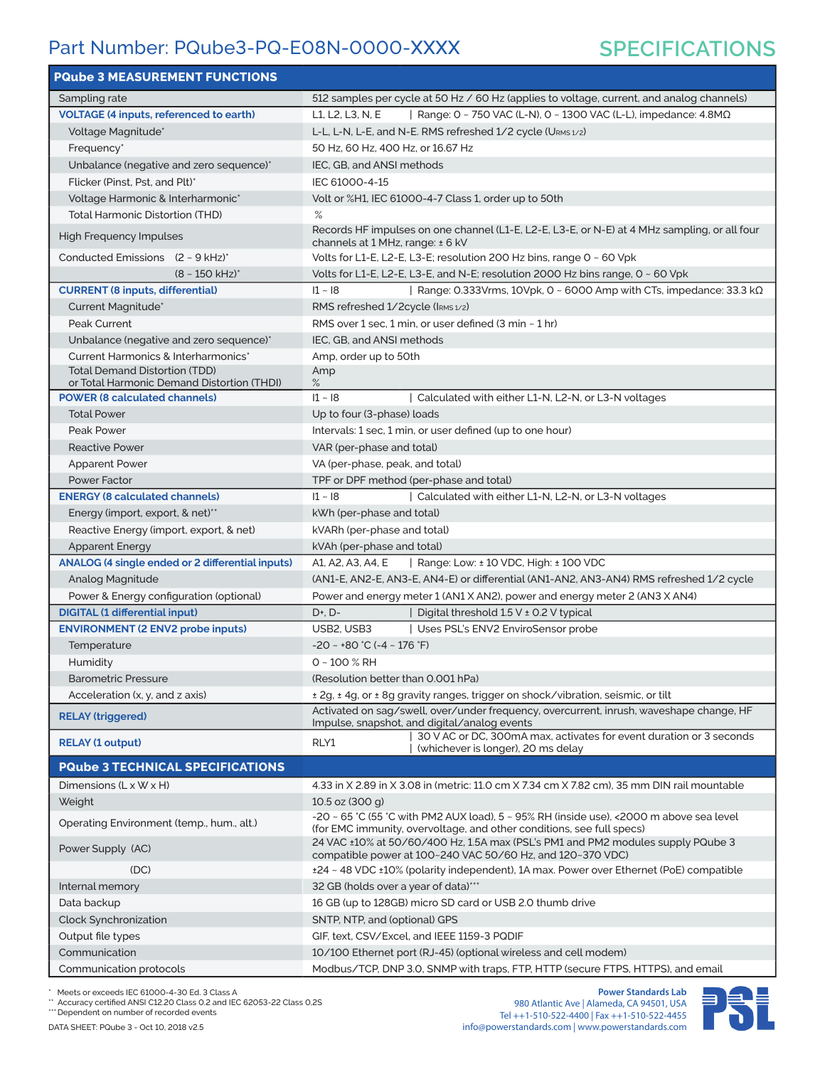# Part Number: PQube3-PQ-E08N-0000-XXXX

## SPECIFICATIONS

| PQube 3 MEASUREMENT FUNCTIONS | |
|---|---|
| Sampling rate | 512 samples per cycle at 50 Hz / 60 Hz (applies to voltage, current, and analog channels) |
| **VOLTAGE (4 inputs, referenced to earth)** | L1, L2, L3, N, E &#124; Range: 0 ~ 750 VAC (L-N), 0 ~ 1300 VAC (L-L), impedance: 4.8MΩ |
| Voltage Magnitude* | L-L, L-N, L-E, and N-E. RMS refreshed 1/2 cycle ($U_{RMS\,1/2}$) |
| Frequency* | 50 Hz, 60 Hz, 400 Hz, or 16.67 Hz |
| Unbalance (negative and zero sequence)* | IEC, GB, and ANSI methods |
| Flicker (Pinst, Pst, and Plt)* | IEC 61000-4-15 |
| Voltage Harmonic & Interharmonic* | Volt or %H1, IEC 61000-4-7 Class 1, order up to 50th |
| Total Harmonic Distortion (THD) | % |
| High Frequency Impulses | Records HF impulses on one channel (L1-E, L2-E, L3-E, or N-E) at 4 MHz sampling, or all four channels at 1 MHz, range: ± 6 kV |
| Conducted Emissions (2 ~ 9 kHz)* | Volts for L1-E, L2-E, L3-E; resolution 200 Hz bins, range 0 ~ 60 Vpk |
| (8 ~ 150 kHz)* | Volts for L1-E, L2-E, L3-E, and N-E; resolution 2000 Hz bins range, 0 ~ 60 Vpk |
| **CURRENT (8 inputs, differential)** | I1 ~ I8 &#124; Range: 0.333Vrms, 10Vpk, 0 ~ 6000 Amp with CTs, impedance: 33.3 kΩ |
| Current Magnitude* | RMS refreshed 1/2cycle ($I_{RMS\,1/2}$) |
| Peak Current | RMS over 1 sec, 1 min, or user defined (3 min ~ 1 hr) |
| Unbalance (negative and zero sequence)* | IEC, GB, and ANSI methods |
| Current Harmonics & Interharmonics* | Amp, order up to 50th |
| Total Demand Distortion (TDD) or Total Harmonic Demand Distortion (THDI) | Amp %|
| **POWER (8 calculated channels)** | I1 ~ I8 &#124; Calculated with either L1-N, L2-N, or L3-N voltages |
| Total Power | Up to four (3-phase) loads |
| Peak Power | Intervals: 1 sec, 1 min, or user defined (up to one hour) |
| Reactive Power | VAR (per-phase and total) |
| Apparent Power | VA (per-phase, peak, and total) |
| Power Factor | TPF or DPF method (per-phase and total) |
| **ENERGY (8 calculated channels)** | I1 ~ I8 &#124; Calculated with either L1-N, L2-N, or L3-N voltages |
| Energy (import, export, & net)** | kWh (per-phase and total) |
| Reactive Energy (import, export, & net) | kVARh (per-phase and total) |
| Apparent Energy | kVAh (per-phase and total) |
| **ANALOG (4 single ended or 2 differential inputs)** | A1, A2, A3, A4, E &#124; Range: Low: ± 10 VDC, High: ± 100 VDC |
| Analog Magnitude | (AN1-E, AN2-E, AN3-E, AN4-E) or differential (AN1-AN2, AN3-AN4) RMS refreshed 1/2 cycle |
| Power & Energy configuration (optional) | Power and energy meter 1 (AN1 X AN2), power and energy meter 2 (AN3 X AN4) |
| **DIGITAL (1 differential input)** | D+, D- &#124; Digital threshold 1.5 V ± 0.2 V typical |
| **ENVIRONMENT (2 ENV2 probe inputs)** | USB2, USB3 &#124; Uses PSL's ENV2 EnviroSensor probe |
| Temperature | -20 ~ +80 °C (-4 ~ 176 °F) |
| Humidity | 0 ~ 100 % RH |
| Barometric Pressure | (Resolution better than 0.001 hPa) |
| Acceleration (x, y, and z axis) | ± 2g, ± 4g, or ± 8g gravity ranges, trigger on shock/vibration, seismic, or tilt |
| **RELAY (triggered)** | Activated on sag/swell, over/under frequency, overcurrent, inrush, waveshape change, HF Impulse, snapshot, and digital/analog events |
| **RELAY (1 output)** | RLY1 &#124; 30 V AC or DC, 300mA max, activates for event duration or 3 seconds (whichever is longer), 20 ms delay |

| PQube 3 TECHNICAL SPECIFICATIONS | |
|---|---|
| Dimensions (L x W x H) | 4.33 in X 2.89 in X 3.08 in (metric: 11.0 cm X 7.34 cm X 7.82 cm), 35 mm DIN rail mountable |
| Weight | 10.5 oz (300 g) |
| Operating Environment (temp., hum., alt.) | -20 ~ 65 °C (55 °C with PM2 AUX load), 5 ~ 95% RH (inside use), <2000 m above sea level (for EMC immunity, overvoltage, and other conditions, see full specs) |
| Power Supply (AC) | 24 VAC ±10% at 50/60/400 Hz, 1.5A max (PSL's PM1 and PM2 modules supply PQube 3 compatible power at 100~240 VAC 50/60 Hz, and 120~370 VDC) |
| (DC) | ±24 ~ 48 VDC ±10% (polarity independent), 1A max. Power over Ethernet (PoE) compatible |
| Internal memory | 32 GB (holds over a year of data)*** |
| Data backup | 16 GB (up to 128GB) micro SD card or USB 2.0 thumb drive |
| Clock Synchronization | SNTP, NTP, and (optional) GPS |
| Output file types | GIF, text, CSV/Excel, and IEEE 1159-3 PQDIF |
| Communication | 10/100 Ethernet port (RJ-45) (optional wireless and cell modem) |
| Communication protocols | Modbus/TCP, DNP 3.0, SNMP with traps, FTP, HTTP (secure FTPS, HTTPS), and email |

\* Meets or exceeds IEC 61000-4-30 Ed. 3 Class A
\** Accuracy certified ANSI C12.20 Class 0.2 and IEC 62053-22 Class 0.2S
\*** Dependent on number of recorded events

DATA SHEET: PQube 3 - Oct 10, 2018 v2.5

**Power Standards Lab**
980 Atlantic Ave | Alameda, CA 94501, USA
Tel ++1-510-522-4400 | Fax ++1-510-522-4455
info@powerstandards.com | www.powerstandards.com